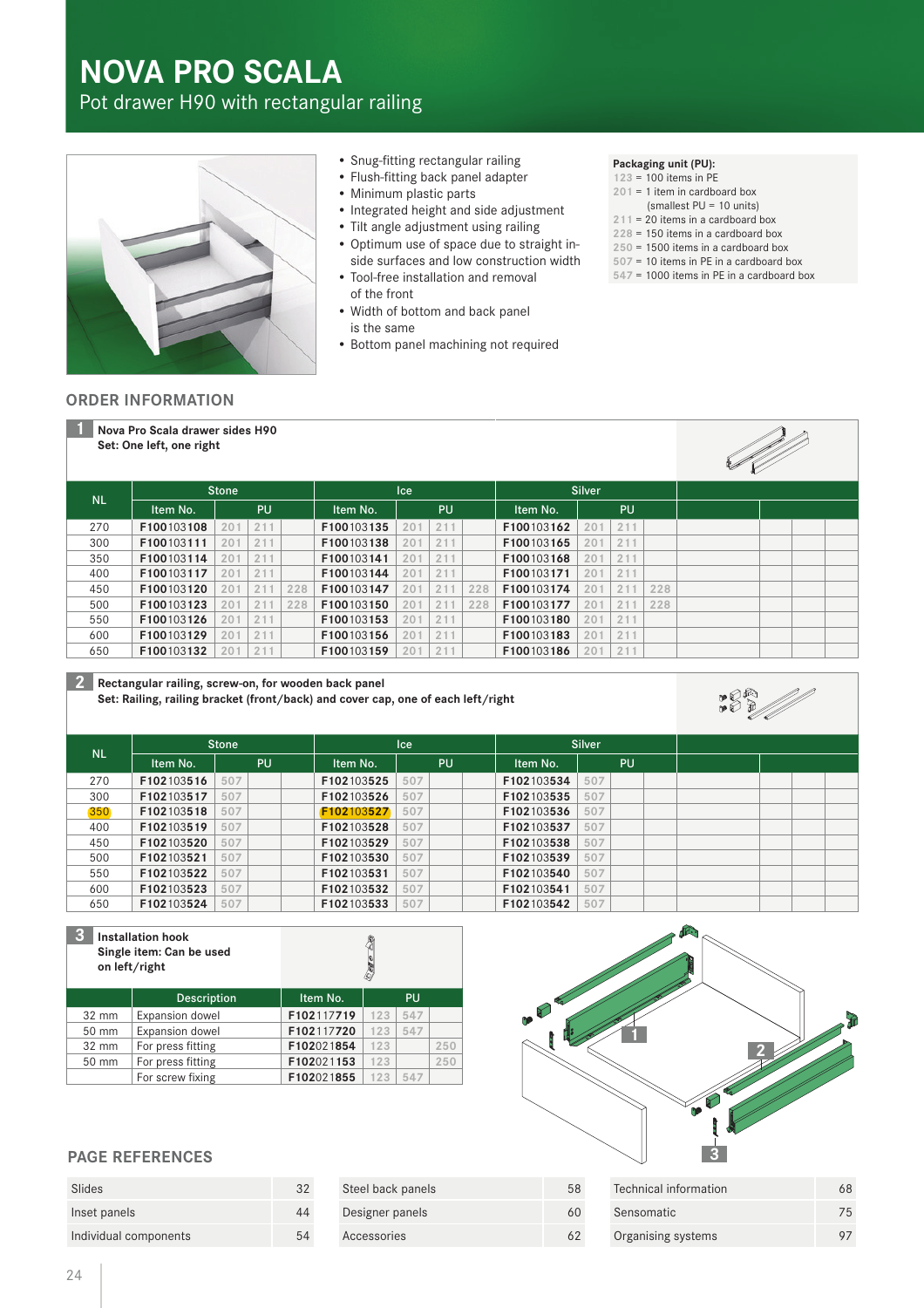# NOVA PRO SCALA

Pot drawer H90 with rectangular railing

- Snug-fitting rectangular railing
- Flush-fitting back panel adapter
- Minimum plastic parts
- Integrated height and side adjustment
- Tilt angle adjustment using railing
- Optimum use of space due to straight inside surfaces and low construction width
- Tool-free installation and removal of the front
- Width of bottom and back panel is the same
- Bottom panel machining not required

**Packaging unit (PU):**
123 = 100 items in PE
201 = 1 item in cardboard box (smallest PU = 10 units)
211 = 20 items in a cardboard box
228 = 150 items in a cardboard box
250 = 1500 items in a cardboard box
507 = 10 items in PE in a cardboard box
547 = 1000 items in PE in a cardboard box

## ORDER INFORMATION

### 1 Nova Pro Scala drawer sides H90

Set: One left, one right

| NL | Stone | | | | Ice | | | | Silver | | | |
|---|---|---|---|---|---|---|---|---|---|---|---|---|
| | Item No. | PU | | | Item No. | PU | | | Item No. | PU | | |
| 270 | F100103108 | 201 | 211 | | F100103135 | 201 | 211 | | F100103162 | 201 | 211 | |
| 300 | F100103111 | 201 | 211 | | F100103138 | 201 | 211 | | F100103165 | 201 | 211 | |
| 350 | F100103114 | 201 | 211 | | F100103141 | 201 | 211 | | F100103168 | 201 | 211 | |
| 400 | F100103117 | 201 | 211 | | F100103144 | 201 | 211 | | F100103171 | 201 | 211 | |
| 450 | F100103120 | 201 | 211 | 228 | F100103147 | 201 | 211 | 228 | F100103174 | 201 | 211 | 228 |
| 500 | F100103123 | 201 | 211 | 228 | F100103150 | 201 | 211 | 228 | F100103177 | 201 | 211 | 228 |
| 550 | F100103126 | 201 | 211 | | F100103153 | 201 | 211 | | F100103180 | 201 | 211 | |
| 600 | F100103129 | 201 | 211 | | F100103156 | 201 | 211 | | F100103183 | 201 | 211 | |
| 650 | F100103132 | 201 | 211 | | F100103159 | 201 | 211 | | F100103186 | 201 | 211 | |

### 2 Rectangular railing, screw-on, for wooden back panel

Set: Railing, railing bracket (front/back) and cover cap, one of each left/right

| NL | Stone | | Ice | | Silver | |
|---|---|---|---|---|---|---|
| | Item No. | PU | Item No. | PU | Item No. | PU |
| 270 | F102103516 | 507 | F102103525 | 507 | F102103534 | 507 |
| 300 | F102103517 | 507 | F102103526 | 507 | F102103535 | 507 |
| 350 | F102103518 | 507 | F102103527 | 507 | F102103536 | 507 |
| 400 | F102103519 | 507 | F102103528 | 507 | F102103537 | 507 |
| 450 | F102103520 | 507 | F102103529 | 507 | F102103538 | 507 |
| 500 | F102103521 | 507 | F102103530 | 507 | F102103539 | 507 |
| 550 | F102103522 | 507 | F102103531 | 507 | F102103540 | 507 |
| 600 | F102103523 | 507 | F102103532 | 507 | F102103541 | 507 |
| 650 | F102103524 | 507 | F102103533 | 507 | F102103542 | 507 |

### 3 Installation hook

Single item: Can be used on left/right

| | Description | Item No. | PU | | |
|---|---|---|---|---|---|
| 32 mm | Expansion dowel | F102117719 | 123 | 547 | |
| 50 mm | Expansion dowel | F102117720 | 123 | 547 | |
| 32 mm | For press fitting | F102021854 | 123 | | 250 |
| 50 mm | For press fitting | F102021153 | 123 | | 250 |
| | For screw fixing | F102021855 | 123 | 547 | |

## PAGE REFERENCES

| | |
|---|---|
| Slides | 32 |
| Inset panels | 44 |
| Individual components | 54 |
| Steel back panels | 58 |
| Designer panels | 60 |
| Accessories | 62 |
| Technical information | 68 |
| Sensomatic | 75 |
| Organising systems | 97 |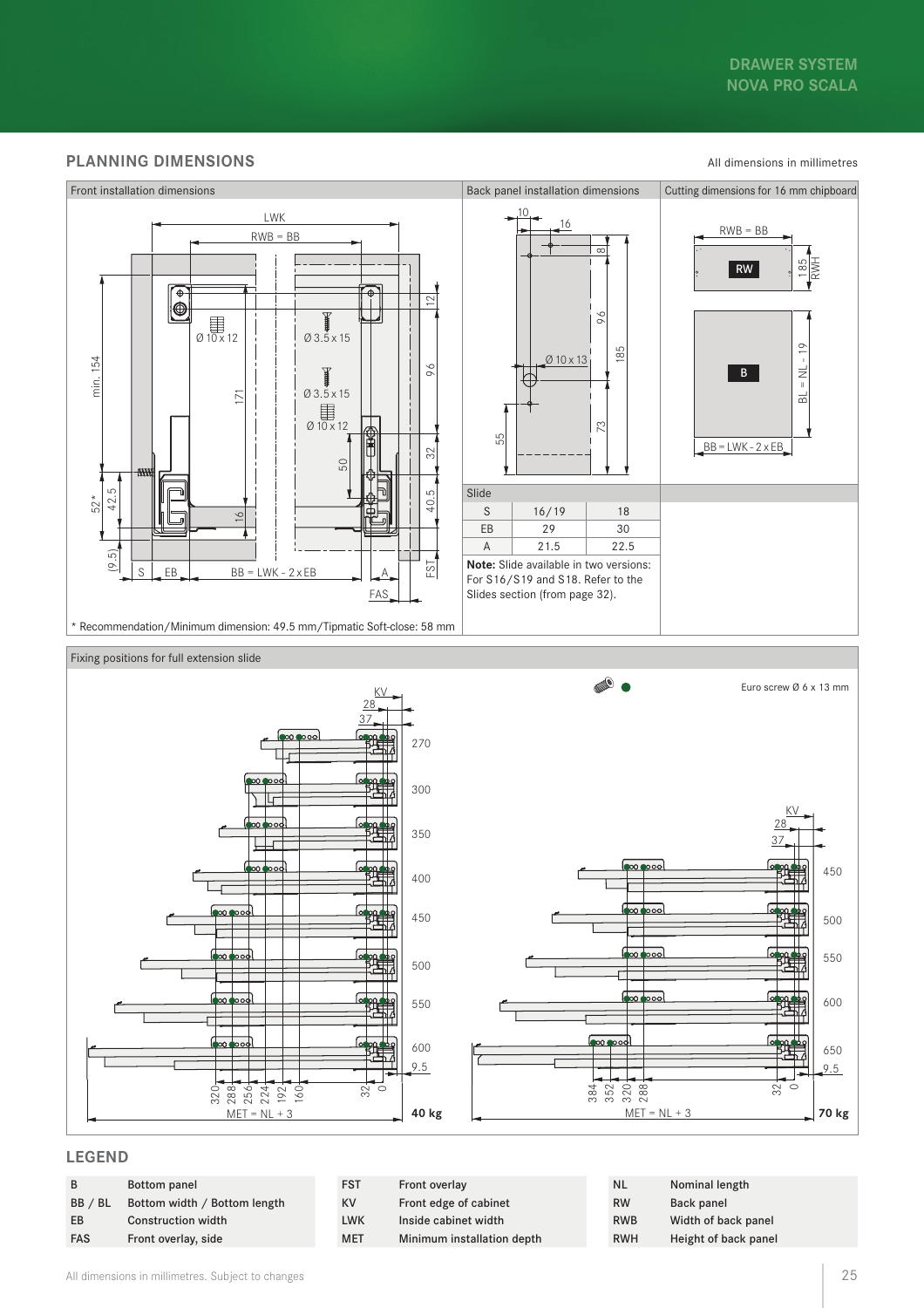DRAWER SYSTEM
NOVA PRO SCALA

## PLANNING DIMENSIONS

All dimensions in millimetres

Front installation dimensions

LWK
RWB = BB
Ø 10 x 12
Ø 3.5 x 15
Ø 3.5 x 15
Ø 10 x 12
min. 154
171
12
96
32
50
16
52*
42.5
40.5
(9.5)
S
EB
BB = LWK - 2 x EB
A
FAS
FST

* Recommendation/Minimum dimension: 49.5 mm/Tipmatic Soft-close: 58 mm

Back panel installation dimensions

10
16
8
96
Ø 10 x 13
185
73
55

| Slide | | |
|---|---|---|
| S | 16/19 | 18 |
| EB | 29 | 30 |
| A | 21.5 | 22.5 |

**Note:** Slide available in two versions: For S16/S19 and S18. Refer to the Slides section (from page 32).

Cutting dimensions for 16 mm chipboard

RWB = BB
RW
185
RWH
B
BL = NL - 19
BB = LWK - 2 x EB

Fixing positions for full extension slide

Euro screw Ø 6 x 13 mm

KV
28
37
270
300
350
400
450
500
550
600
9.5
320 288 256 224 192 160
32 0
MET = NL + 3
**40 kg**

KV
28
37
450
500
550
600
650
9.5
384 352 320 288
32 0
MET = NL + 3
**70 kg**

## LEGEND

| | | | | | |
|---|---|---|---|---|---|
| B | Bottom panel | FST | Front overlay | NL | Nominal length |
| BB / BL | Bottom width / Bottom length | KV | Front edge of cabinet | RW | Back panel |
| EB | Construction width | LWK | Inside cabinet width | RWB | Width of back panel |
| FAS | Front overlay, side | MET | Minimum installation depth | RWH | Height of back panel |

All dimensions in millimetres. Subject to changes